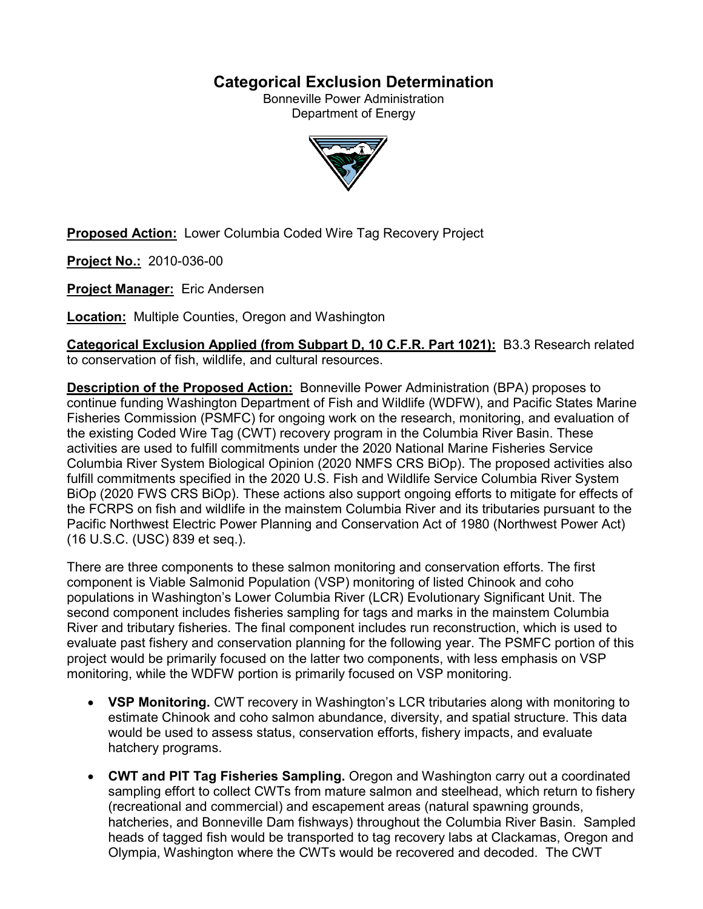# Categorical Exclusion Determination

Bonneville Power Administration
Department of Energy

**Proposed Action:** Lower Columbia Coded Wire Tag Recovery Project

**Project No.:** 2010-036-00

**Project Manager:** Eric Andersen

**Location:** Multiple Counties, Oregon and Washington

**Categorical Exclusion Applied (from Subpart D, 10 C.F.R. Part 1021):** B3.3 Research related to conservation of fish, wildlife, and cultural resources.

**Description of the Proposed Action:** Bonneville Power Administration (BPA) proposes to continue funding Washington Department of Fish and Wildlife (WDFW), and Pacific States Marine Fisheries Commission (PSMFC) for ongoing work on the research, monitoring, and evaluation of the existing Coded Wire Tag (CWT) recovery program in the Columbia River Basin. These activities are used to fulfill commitments under the 2020 National Marine Fisheries Service Columbia River System Biological Opinion (2020 NMFS CRS BiOp). The proposed activities also fulfill commitments specified in the 2020 U.S. Fish and Wildlife Service Columbia River System BiOp (2020 FWS CRS BiOp). These actions also support ongoing efforts to mitigate for effects of the FCRPS on fish and wildlife in the mainstem Columbia River and its tributaries pursuant to the Pacific Northwest Electric Power Planning and Conservation Act of 1980 (Northwest Power Act) (16 U.S.C. (USC) 839 et seq.).

There are three components to these salmon monitoring and conservation efforts. The first component is Viable Salmonid Population (VSP) monitoring of listed Chinook and coho populations in Washington's Lower Columbia River (LCR) Evolutionary Significant Unit. The second component includes fisheries sampling for tags and marks in the mainstem Columbia River and tributary fisheries. The final component includes run reconstruction, which is used to evaluate past fishery and conservation planning for the following year. The PSMFC portion of this project would be primarily focused on the latter two components, with less emphasis on VSP monitoring, while the WDFW portion is primarily focused on VSP monitoring.

- **VSP Monitoring.** CWT recovery in Washington's LCR tributaries along with monitoring to estimate Chinook and coho salmon abundance, diversity, and spatial structure. This data would be used to assess status, conservation efforts, fishery impacts, and evaluate hatchery programs.
- **CWT and PIT Tag Fisheries Sampling.** Oregon and Washington carry out a coordinated sampling effort to collect CWTs from mature salmon and steelhead, which return to fishery (recreational and commercial) and escapement areas (natural spawning grounds, hatcheries, and Bonneville Dam fishways) throughout the Columbia River Basin. Sampled heads of tagged fish would be transported to tag recovery labs at Clackamas, Oregon and Olympia, Washington where the CWTs would be recovered and decoded. The CWT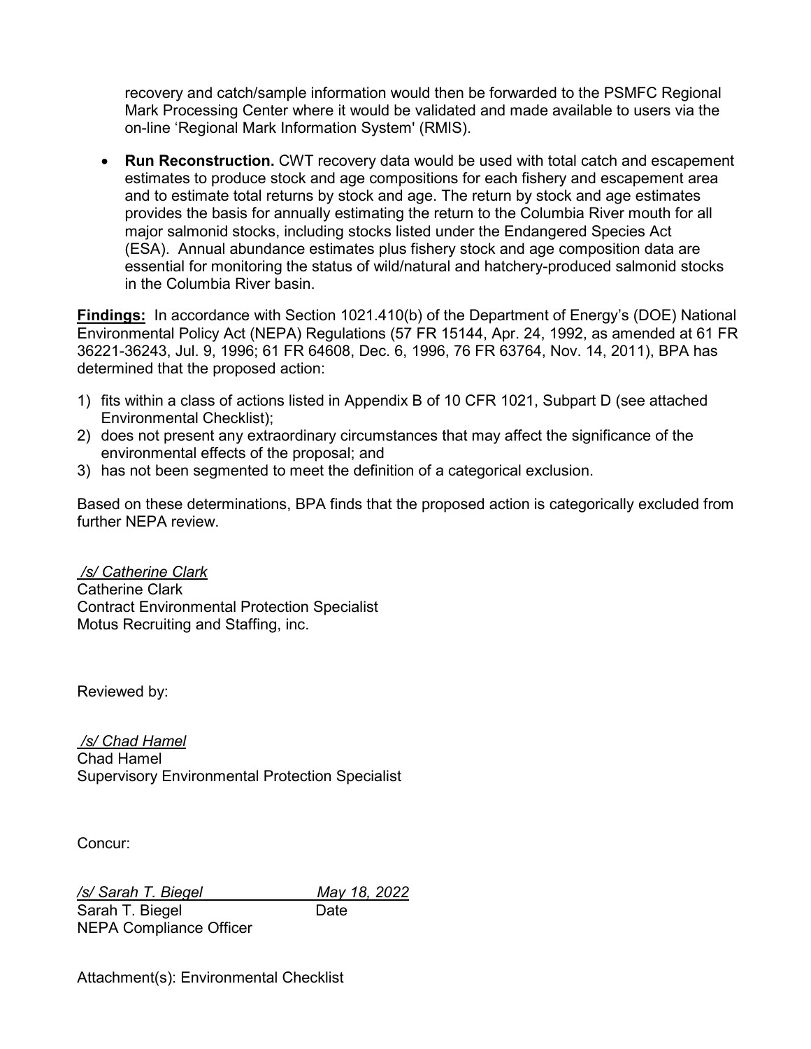recovery and catch/sample information would then be forwarded to the PSMFC Regional Mark Processing Center where it would be validated and made available to users via the on-line 'Regional Mark Information System' (RMIS).

- **Run Reconstruction.** CWT recovery data would be used with total catch and escapement estimates to produce stock and age compositions for each fishery and escapement area and to estimate total returns by stock and age. The return by stock and age estimates provides the basis for annually estimating the return to the Columbia River mouth for all major salmonid stocks, including stocks listed under the Endangered Species Act (ESA). Annual abundance estimates plus fishery stock and age composition data are essential for monitoring the status of wild/natural and hatchery-produced salmonid stocks in the Columbia River basin.

**Findings:** In accordance with Section 1021.410(b) of the Department of Energy's (DOE) National Environmental Policy Act (NEPA) Regulations (57 FR 15144, Apr. 24, 1992, as amended at 61 FR 36221-36243, Jul. 9, 1996; 61 FR 64608, Dec. 6, 1996, 76 FR 63764, Nov. 14, 2011), BPA has determined that the proposed action:

1) fits within a class of actions listed in Appendix B of 10 CFR 1021, Subpart D (see attached Environmental Checklist);
2) does not present any extraordinary circumstances that may affect the significance of the environmental effects of the proposal; and
3) has not been segmented to meet the definition of a categorical exclusion.

Based on these determinations, BPA finds that the proposed action is categorically excluded from further NEPA review.

*/s/ Catherine Clark*
Catherine Clark
Contract Environmental Protection Specialist
Motus Recruiting and Staffing, inc.

Reviewed by:

*/s/ Chad Hamel*
Chad Hamel
Supervisory Environmental Protection Specialist

Concur:

*/s/ Sarah T. Biegel* *May 18, 2022*
Sarah T. Biegel Date
NEPA Compliance Officer

Attachment(s): Environmental Checklist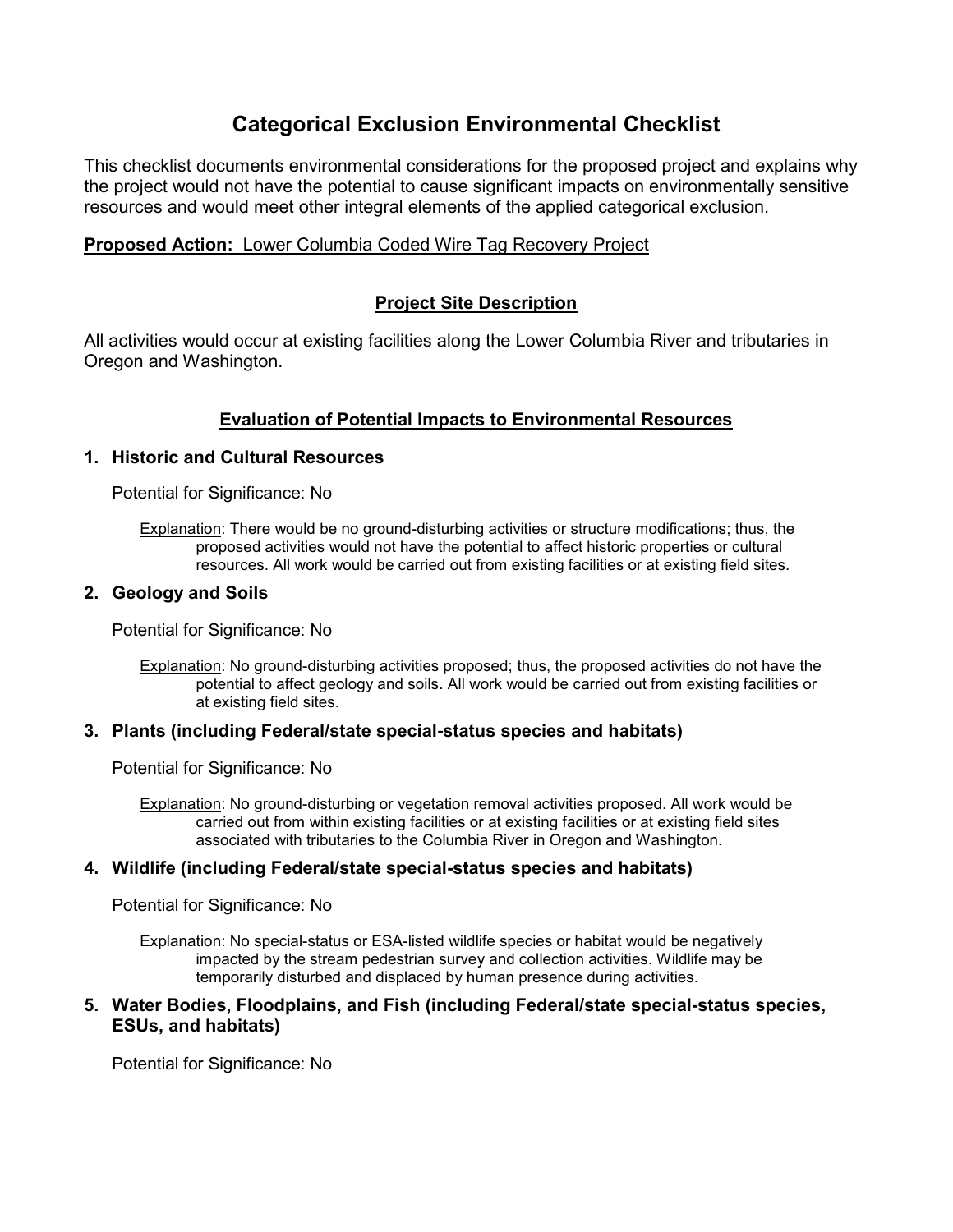# Categorical Exclusion Environmental Checklist

This checklist documents environmental considerations for the proposed project and explains why the project would not have the potential to cause significant impacts on environmentally sensitive resources and would meet other integral elements of the applied categorical exclusion.

**Proposed Action:** Lower Columbia Coded Wire Tag Recovery Project

## Project Site Description

All activities would occur at existing facilities along the Lower Columbia River and tributaries in Oregon and Washington.

## Evaluation of Potential Impacts to Environmental Resources

### 1. Historic and Cultural Resources

Potential for Significance: No

Explanation: There would be no ground-disturbing activities or structure modifications; thus, the proposed activities would not have the potential to affect historic properties or cultural resources. All work would be carried out from existing facilities or at existing field sites.

### 2. Geology and Soils

Potential for Significance: No

Explanation: No ground-disturbing activities proposed; thus, the proposed activities do not have the potential to affect geology and soils. All work would be carried out from existing facilities or at existing field sites.

### 3. Plants (including Federal/state special-status species and habitats)

Potential for Significance: No

Explanation: No ground-disturbing or vegetation removal activities proposed. All work would be carried out from within existing facilities or at existing facilities or at existing field sites associated with tributaries to the Columbia River in Oregon and Washington.

### 4. Wildlife (including Federal/state special-status species and habitats)

Potential for Significance: No

Explanation: No special-status or ESA-listed wildlife species or habitat would be negatively impacted by the stream pedestrian survey and collection activities. Wildlife may be temporarily disturbed and displaced by human presence during activities.

### 5. Water Bodies, Floodplains, and Fish (including Federal/state special-status species, ESUs, and habitats)

Potential for Significance: No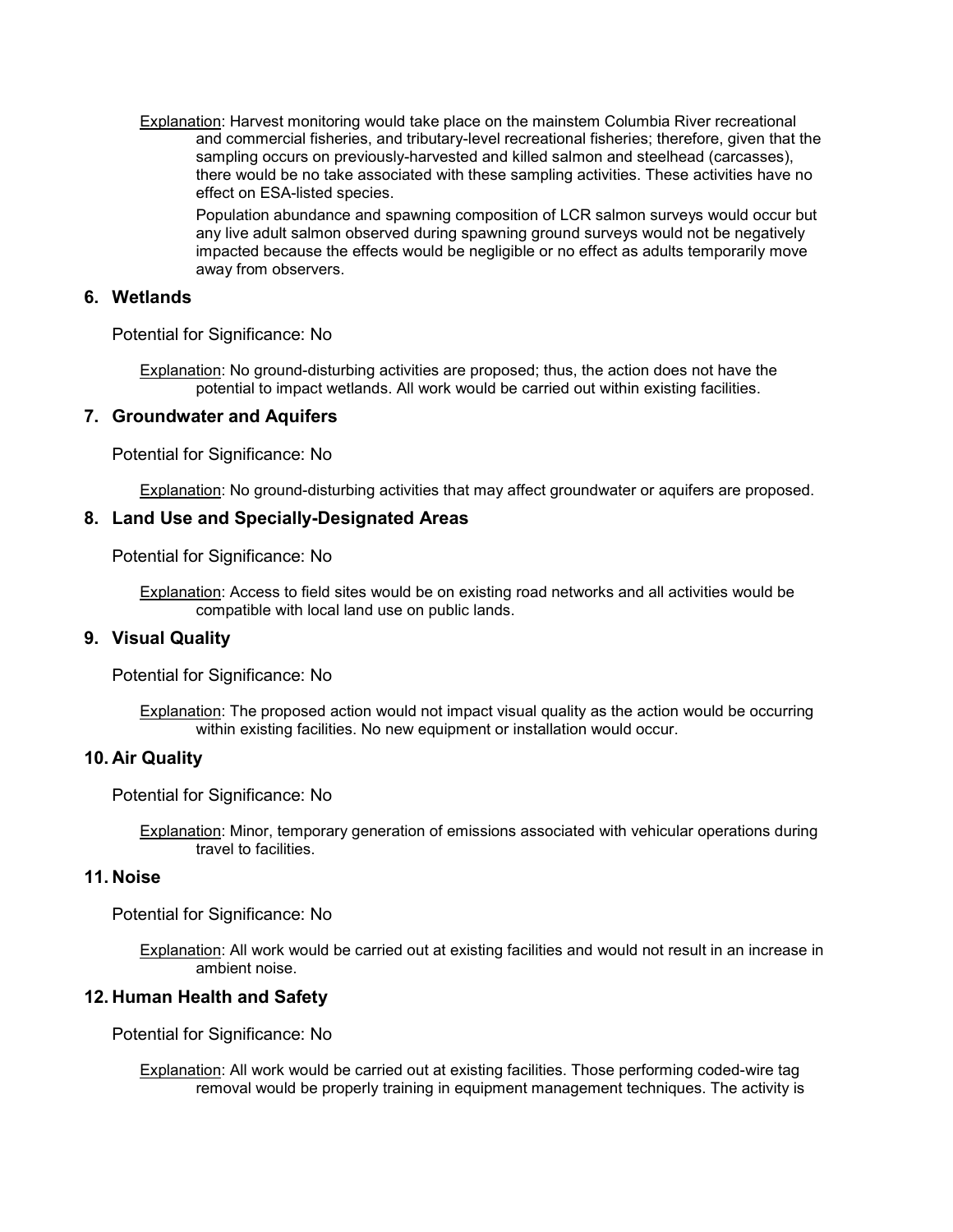Explanation: Harvest monitoring would take place on the mainstem Columbia River recreational and commercial fisheries, and tributary-level recreational fisheries; therefore, given that the sampling occurs on previously-harvested and killed salmon and steelhead (carcasses), there would be no take associated with these sampling activities. These activities have no effect on ESA-listed species.

Population abundance and spawning composition of LCR salmon surveys would occur but any live adult salmon observed during spawning ground surveys would not be negatively impacted because the effects would be negligible or no effect as adults temporarily move away from observers.

### 6. Wetlands

Potential for Significance: No

Explanation: No ground-disturbing activities are proposed; thus, the action does not have the potential to impact wetlands. All work would be carried out within existing facilities.

### 7. Groundwater and Aquifers

Potential for Significance: No

Explanation: No ground-disturbing activities that may affect groundwater or aquifers are proposed.

### 8. Land Use and Specially-Designated Areas

Potential for Significance: No

Explanation: Access to field sites would be on existing road networks and all activities would be compatible with local land use on public lands.

### 9. Visual Quality

Potential for Significance: No

Explanation: The proposed action would not impact visual quality as the action would be occurring within existing facilities. No new equipment or installation would occur.

### 10. Air Quality

Potential for Significance: No

Explanation: Minor, temporary generation of emissions associated with vehicular operations during travel to facilities.

### 11. Noise

Potential for Significance: No

Explanation: All work would be carried out at existing facilities and would not result in an increase in ambient noise.

### 12. Human Health and Safety

Potential for Significance: No

Explanation: All work would be carried out at existing facilities. Those performing coded-wire tag removal would be properly training in equipment management techniques. The activity is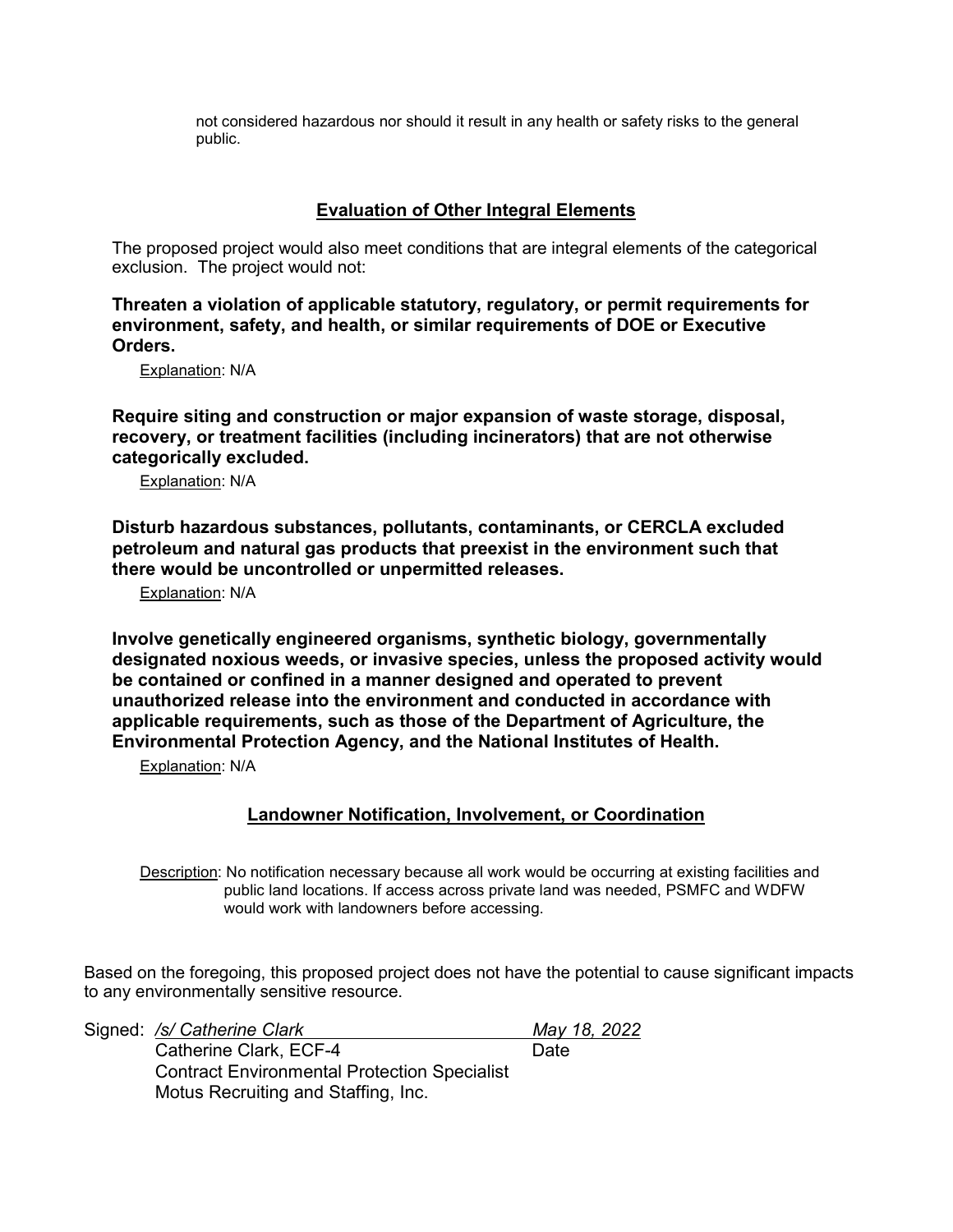not considered hazardous nor should it result in any health or safety risks to the general public.

## Evaluation of Other Integral Elements

The proposed project would also meet conditions that are integral elements of the categorical exclusion. The project would not:

**Threaten a violation of applicable statutory, regulatory, or permit requirements for environment, safety, and health, or similar requirements of DOE or Executive Orders.**

Explanation: N/A

**Require siting and construction or major expansion of waste storage, disposal, recovery, or treatment facilities (including incinerators) that are not otherwise categorically excluded.**

Explanation: N/A

**Disturb hazardous substances, pollutants, contaminants, or CERCLA excluded petroleum and natural gas products that preexist in the environment such that there would be uncontrolled or unpermitted releases.**

Explanation: N/A

**Involve genetically engineered organisms, synthetic biology, governmentally designated noxious weeds, or invasive species, unless the proposed activity would be contained or confined in a manner designed and operated to prevent unauthorized release into the environment and conducted in accordance with applicable requirements, such as those of the Department of Agriculture, the Environmental Protection Agency, and the National Institutes of Health.**

Explanation: N/A

## Landowner Notification, Involvement, or Coordination

Description: No notification necessary because all work would be occurring at existing facilities and public land locations. If access across private land was needed, PSMFC and WDFW would work with landowners before accessing.

Based on the foregoing, this proposed project does not have the potential to cause significant impacts to any environmentally sensitive resource.

Signed: */s/ Catherine Clark* &nbsp;&nbsp;&nbsp;&nbsp; *May 18, 2022*

Catherine Clark, ECF-4 &nbsp;&nbsp;&nbsp;&nbsp; Date

Contract Environmental Protection Specialist

Motus Recruiting and Staffing, Inc.